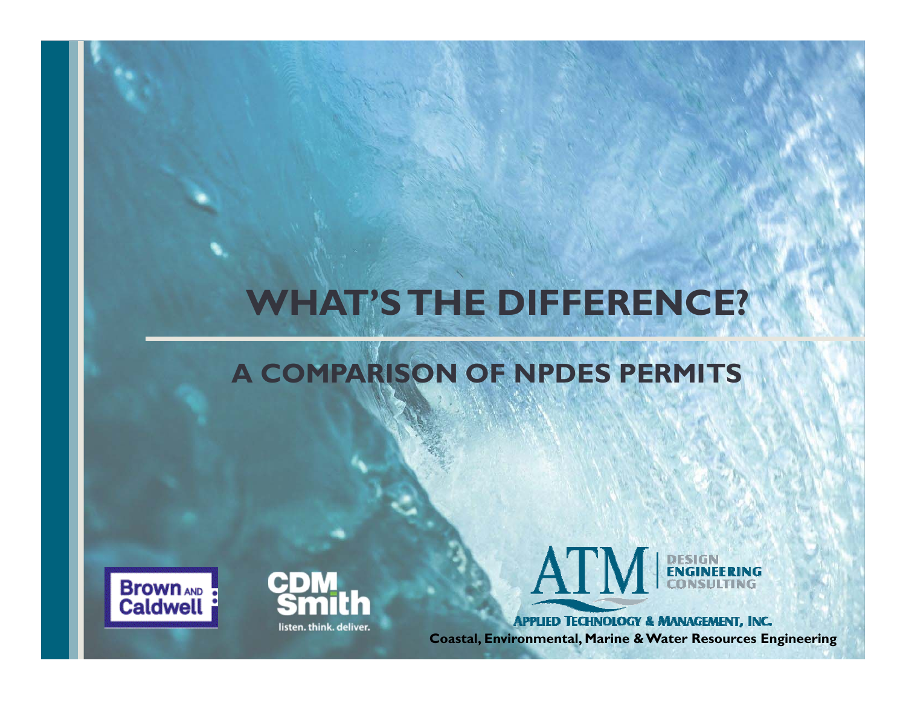# WHAT'S THE DIFFERENCE?

## A COMPARISON OF NPDES PERMITS

Brown AND Caldwell

CDM Smith
listen. think. deliver.

ATM | DESIGN ENGINEERING CONSULTING
APPLIED TECHNOLOGY & MANAGEMENT, INC.
Coastal, Environmental, Marine & Water Resources Engineering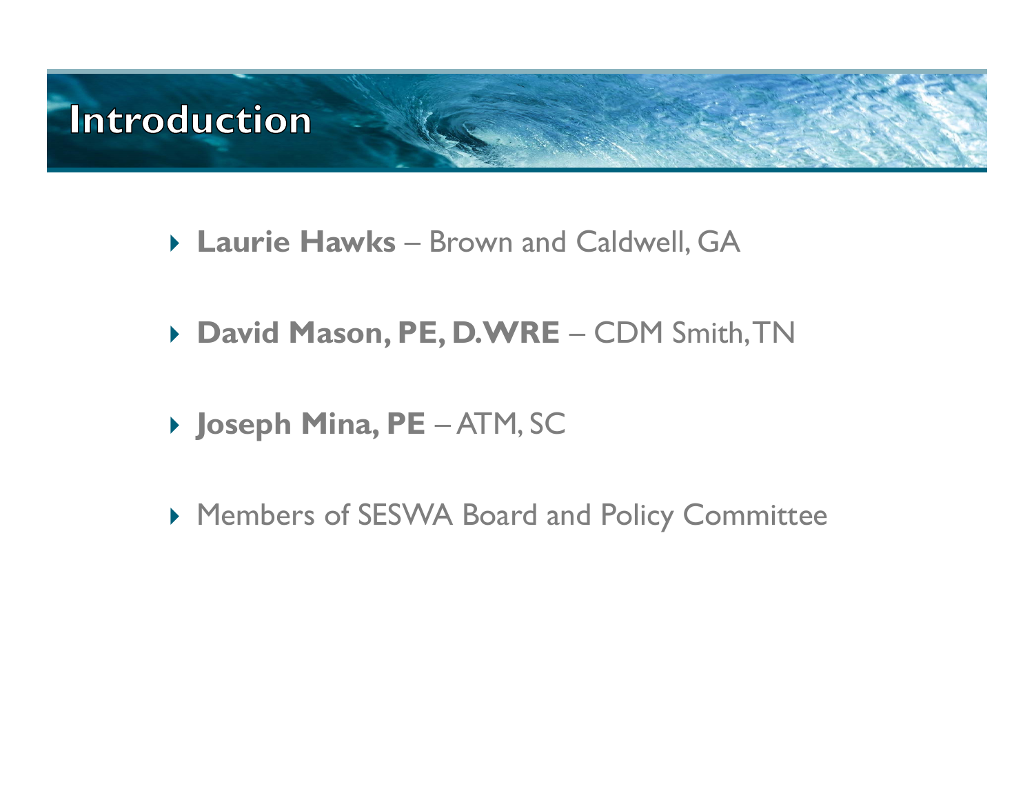# Introduction

- **Laurie Hawks** – Brown and Caldwell, GA
- **David Mason, PE, D.WRE** – CDM Smith, TN
- **Joseph Mina, PE** – ATM, SC
- Members of SESWA Board and Policy Committee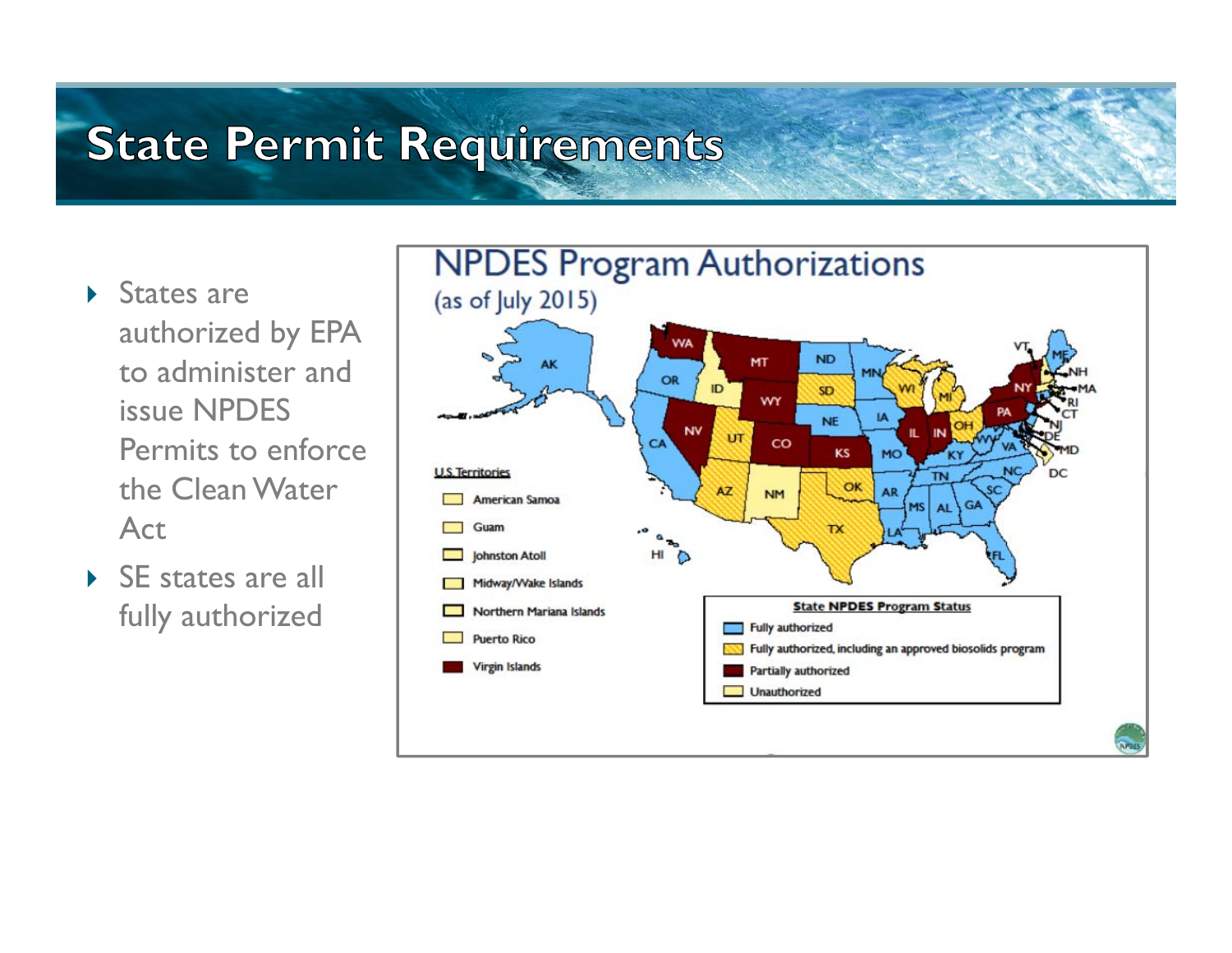# State Permit Requirements

- States are authorized by EPA to administer and issue NPDES Permits to enforce the Clean Water Act
- SE states are all fully authorized

## NPDES Program Authorizations

(as of July 2015)

**U.S. Territories**

- American Samoa
- Guam
- Johnston Atoll
- Midway/Wake Islands
- Northern Mariana Islands
- Puerto Rico
- Virgin Islands

**State NPDES Program Status**

- Fully authorized
- Fully authorized, including an approved biosolids program
- Partially authorized
- Unauthorized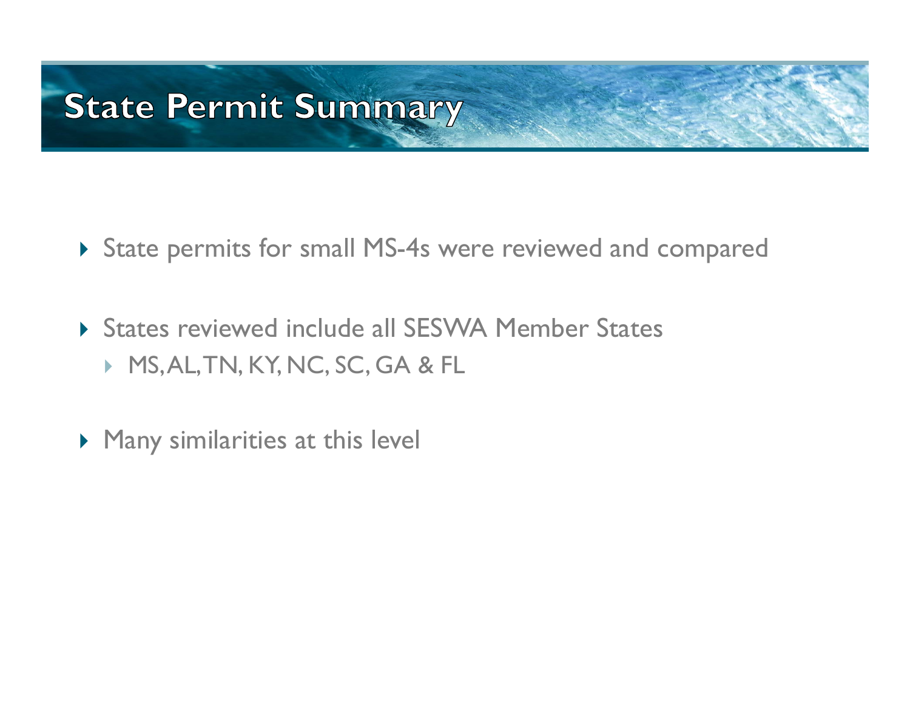# State Permit Summary

- State permits for small MS-4s were reviewed and compared
- States reviewed include all SESWA Member States
  - MS, AL, TN, KY, NC, SC, GA & FL
- Many similarities at this level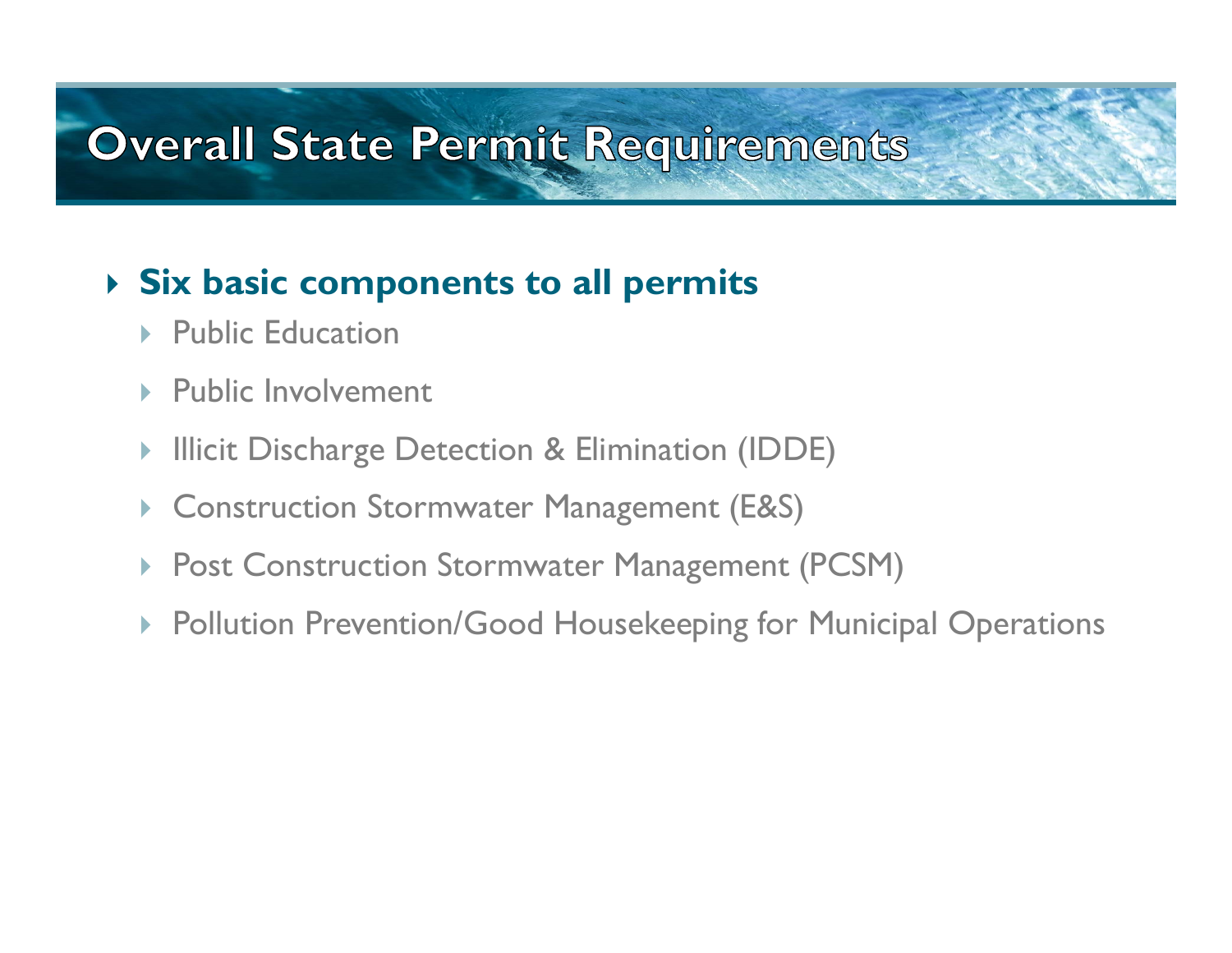# Overall State Permit Requirements

- **Six basic components to all permits**
  - Public Education
  - Public Involvement
  - Illicit Discharge Detection & Elimination (IDDE)
  - Construction Stormwater Management (E&S)
  - Post Construction Stormwater Management (PCSM)
  - Pollution Prevention/Good Housekeeping for Municipal Operations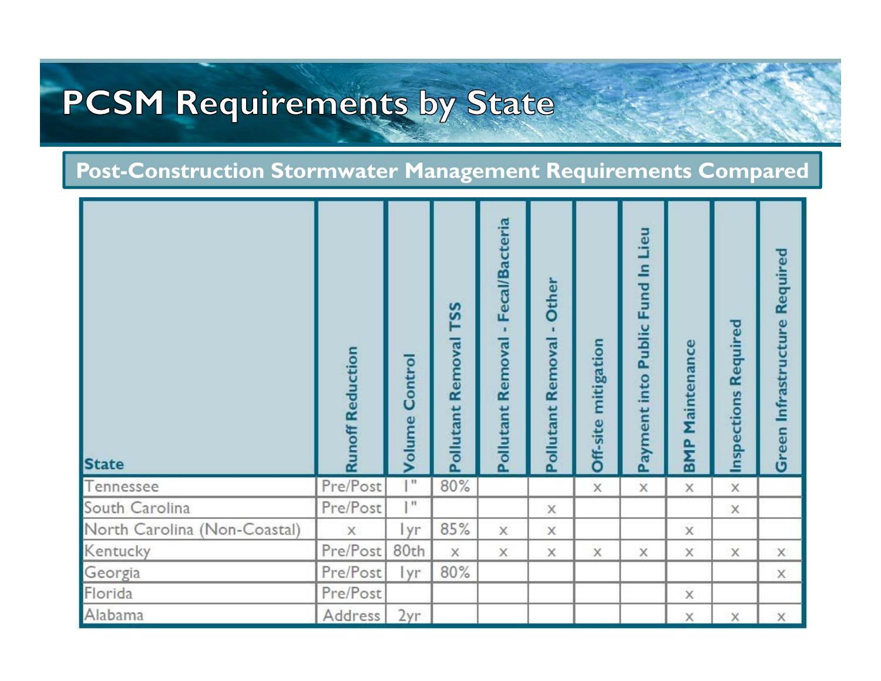# PCSM Requirements by State

## Post-Construction Stormwater Management Requirements Compared

| State | Runoff Reduction | Volume Control | Pollutant Removal TSS | Pollutant Removal - Fecal/Bacteria | Pollutant Removal - Other | Off-site mitigation | Payment into Public Fund In Lieu | BMP Maintenance | Inspections Required | Green Infrastructure Required |
|---|---|---|---|---|---|---|---|---|---|---|
| Tennessee | Pre/Post | 1" | 80% | | | x | x | x | x | |
| South Carolina | Pre/Post | 1" | | | x | | | | x | |
| North Carolina (Non-Coastal) | x | 1yr | 85% | x | x | | | x | | |
| Kentucky | Pre/Post | 80th | x | x | x | x | x | x | x | x |
| Georgia | Pre/Post | 1yr | 80% | | | | | | | x |
| Florida | Pre/Post | | | | | | | x | | |
| Alabama | Address | 2yr | | | | | | x | x | x |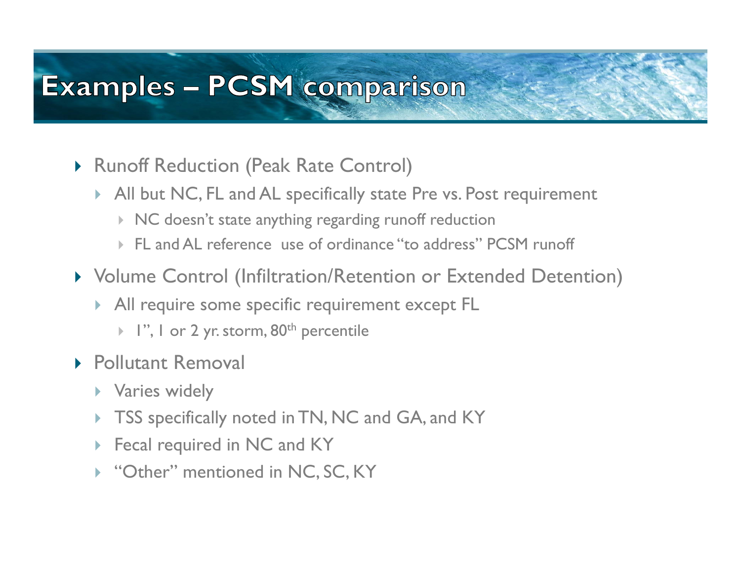# Examples – PCSM comparison

- Runoff Reduction (Peak Rate Control)
  - All but NC, FL and AL specifically state Pre vs. Post requirement
    - NC doesn't state anything regarding runoff reduction
    - FL and AL reference use of ordinance "to address" PCSM runoff
- Volume Control (Infiltration/Retention or Extended Detention)
  - All require some specific requirement except FL
    - 1", 1 or 2 yr. storm, $80^{th}$ percentile
- Pollutant Removal
  - Varies widely
  - TSS specifically noted in TN, NC and GA, and KY
  - Fecal required in NC and KY
  - "Other" mentioned in NC, SC, KY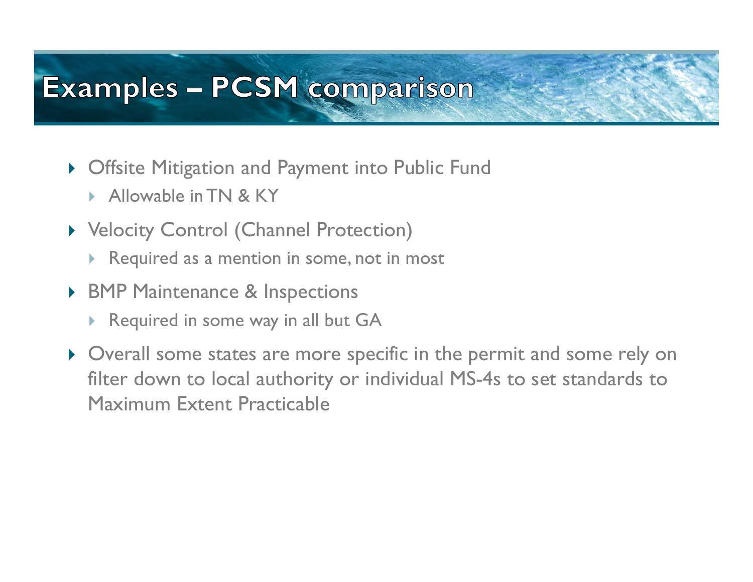# Examples – PCSM comparison

- Offsite Mitigation and Payment into Public Fund
  - Allowable in TN & KY
- Velocity Control (Channel Protection)
  - Required as a mention in some, not in most
- BMP Maintenance & Inspections
  - Required in some way in all but GA
- Overall some states are more specific in the permit and some rely on filter down to local authority or individual MS-4s to set standards to Maximum Extent Practicable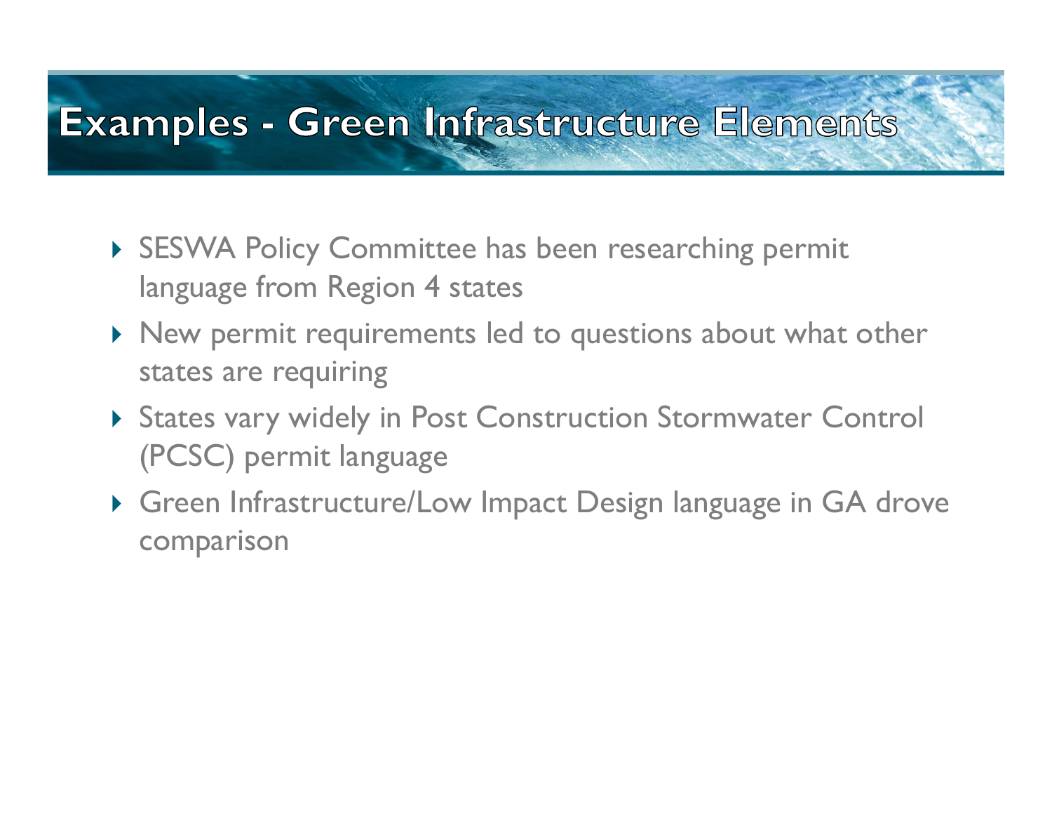# Examples - Green Infrastructure Elements

- SESWA Policy Committee has been researching permit language from Region 4 states
- New permit requirements led to questions about what other states are requiring
- States vary widely in Post Construction Stormwater Control (PCSC) permit language
- Green Infrastructure/Low Impact Design language in GA drove comparison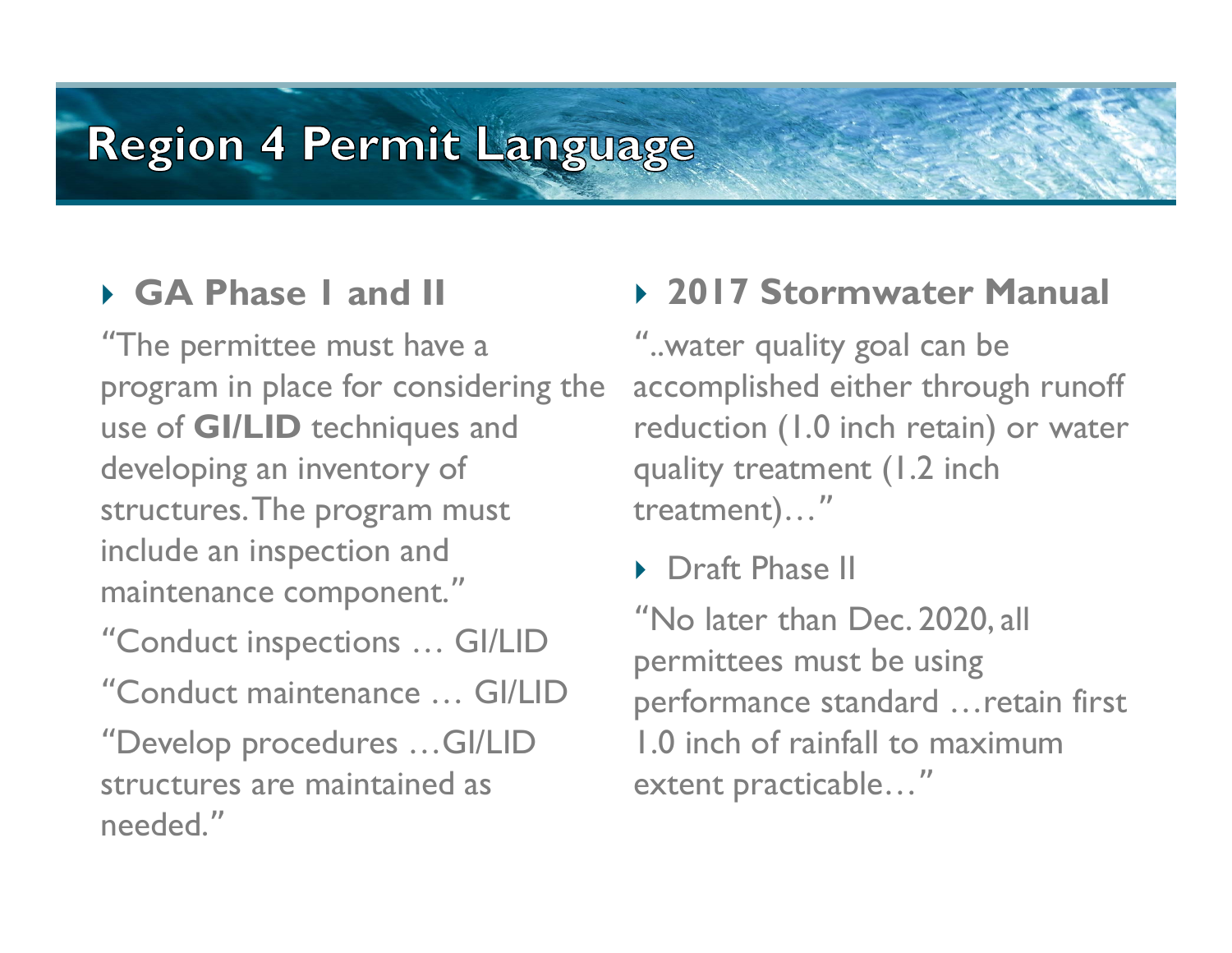# Region 4 Permit Language

- **GA Phase I and II**

"The permittee must have a program in place for considering the use of **GI/LID** techniques and developing an inventory of structures. The program must include an inspection and maintenance component."

"Conduct inspections … GI/LID

"Conduct maintenance … GI/LID

"Develop procedures …GI/LID structures are maintained as needed."

- **2017 Stormwater Manual**

"..water quality goal can be accomplished either through runoff reduction (1.0 inch retain) or water quality treatment (1.2 inch treatment)…"

- Draft Phase II

"No later than Dec. 2020, all permittees must be using performance standard …retain first 1.0 inch of rainfall to maximum extent practicable…"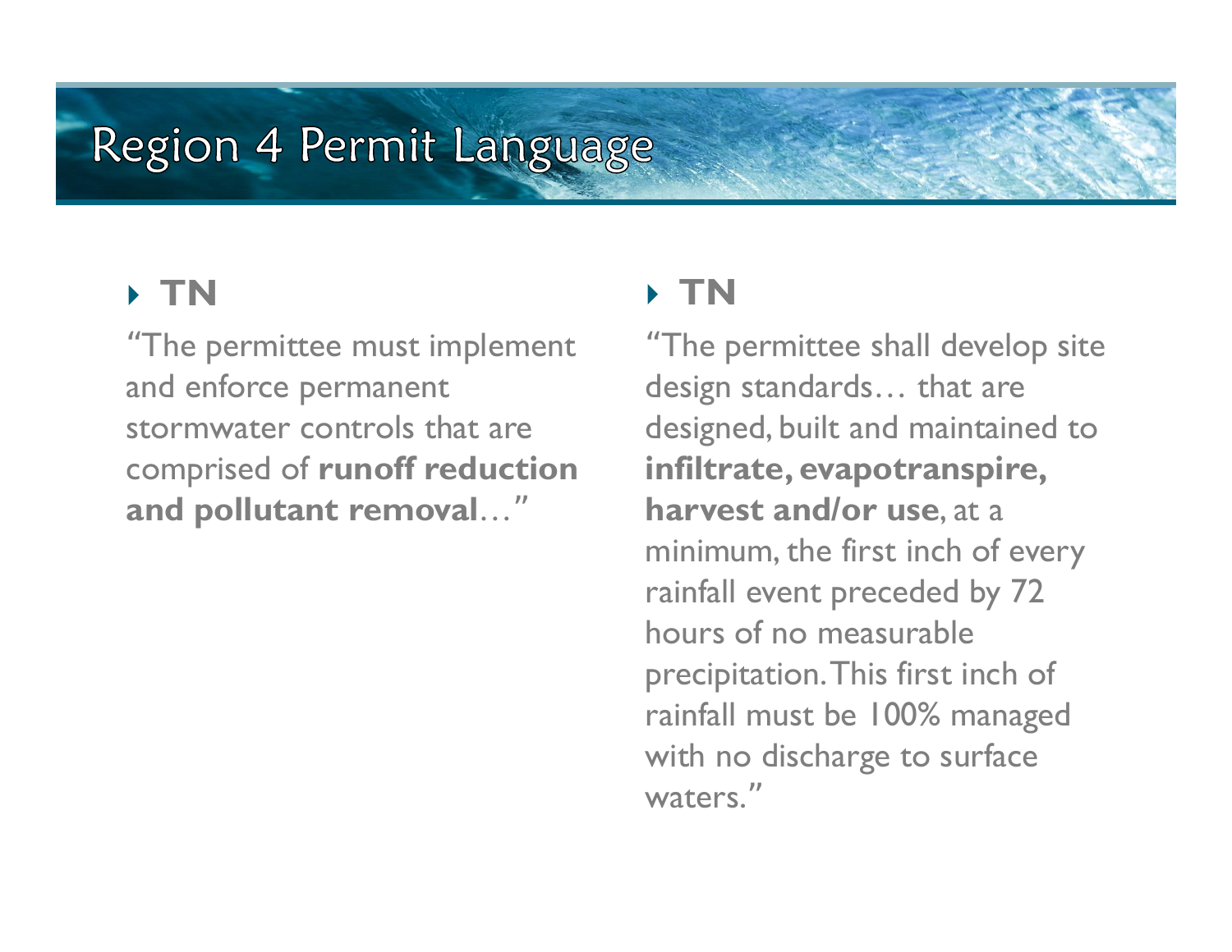# Region 4 Permit Language

- **TN**

  "The permittee must implement and enforce permanent stormwater controls that are comprised of **runoff reduction and pollutant removal**…"

- **TN**

  "The permittee shall develop site design standards… that are designed, built and maintained to **infiltrate, evapotranspire, harvest and/or use**, at a minimum, the first inch of every rainfall event preceded by 72 hours of no measurable precipitation. This first inch of rainfall must be 100% managed with no discharge to surface waters."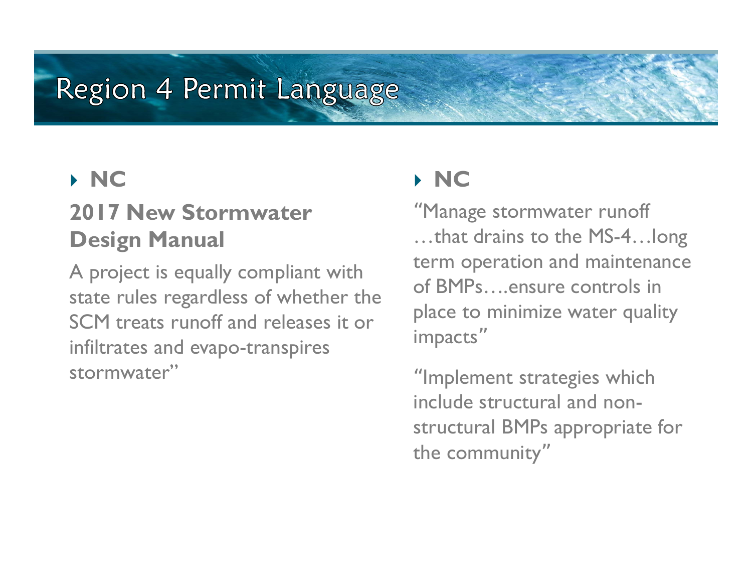# Region 4 Permit Language

- **NC**

**2017 New Stormwater Design Manual**

A project is equally compliant with state rules regardless of whether the SCM treats runoff and releases it or infiltrates and evapo-transpires stormwater"

- **NC**

"Manage stormwater runoff …that drains to the MS-4…long term operation and maintenance of BMPs….ensure controls in place to minimize water quality impacts"

"Implement strategies which include structural and non-structural BMPs appropriate for the community"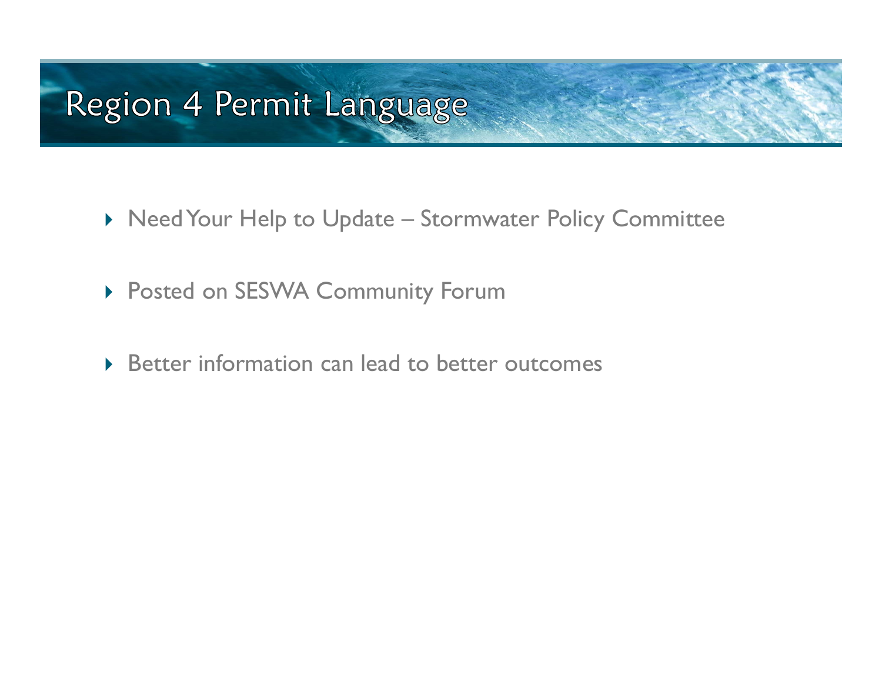# Region 4 Permit Language

- Need Your Help to Update – Stormwater Policy Committee
- Posted on SESWA Community Forum
- Better information can lead to better outcomes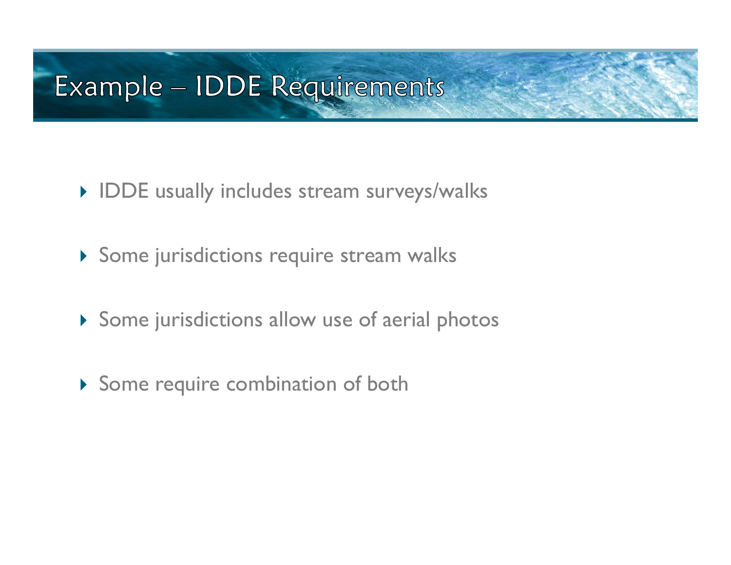# Example – IDDE Requirements

- IDDE usually includes stream surveys/walks
- Some jurisdictions require stream walks
- Some jurisdictions allow use of aerial photos
- Some require combination of both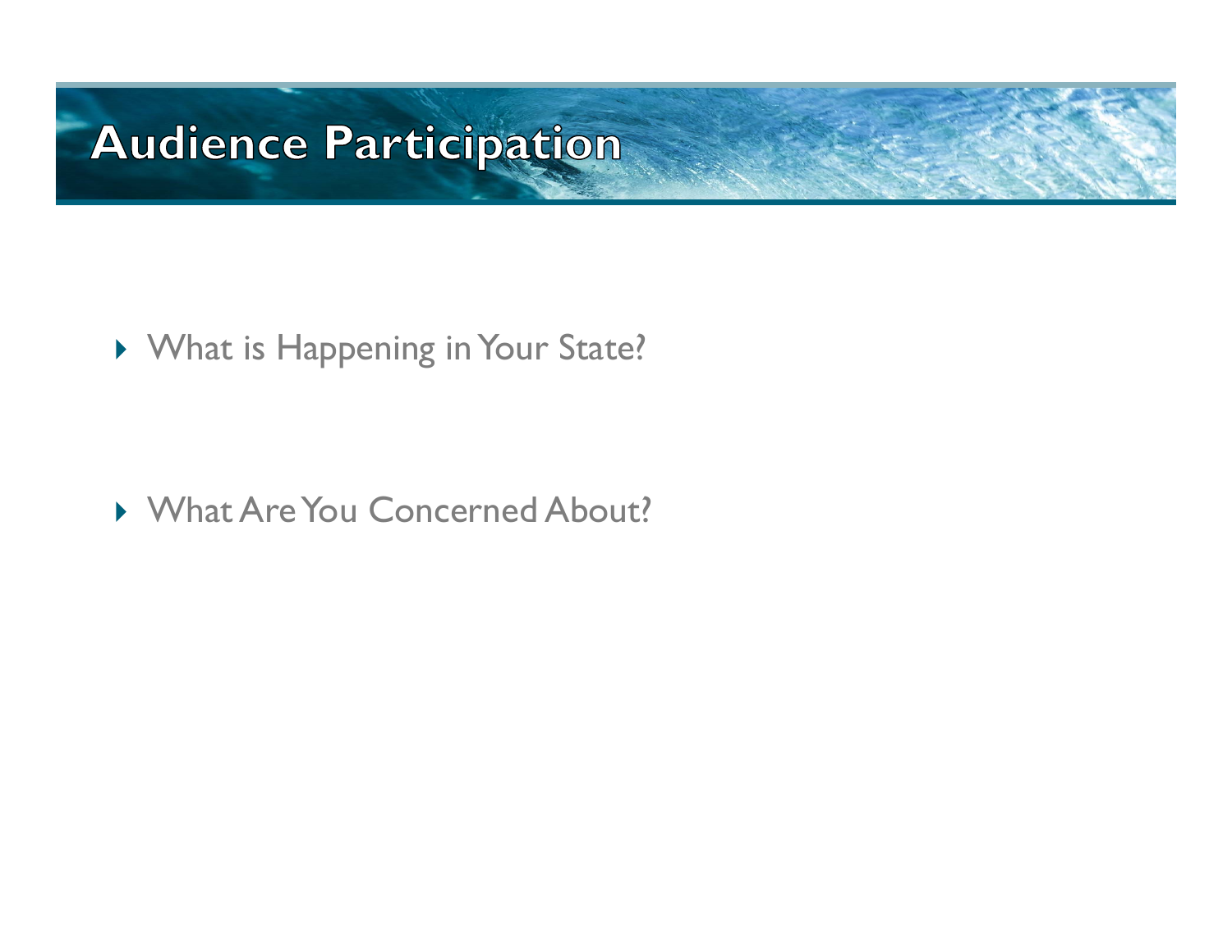# Audience Participation

- What is Happening in Your State?

- What Are You Concerned About?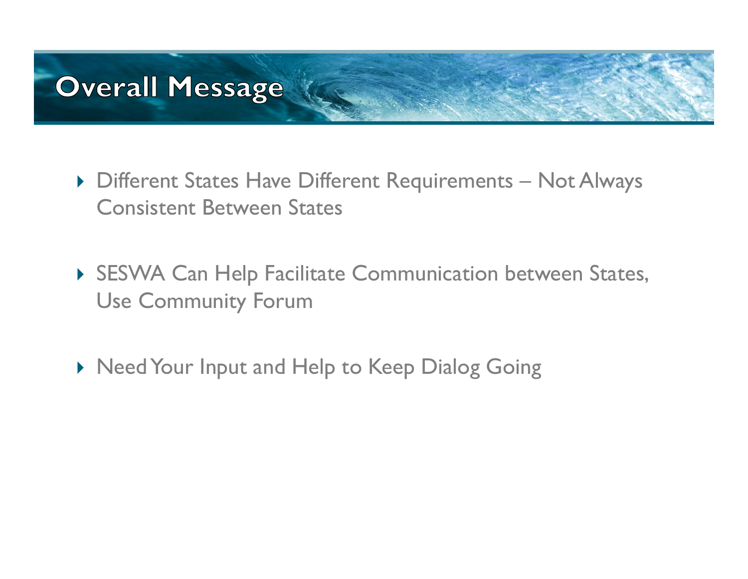# Overall Message

- Different States Have Different Requirements – Not Always Consistent Between States
- SESWA Can Help Facilitate Communication between States, Use Community Forum
- Need Your Input and Help to Keep Dialog Going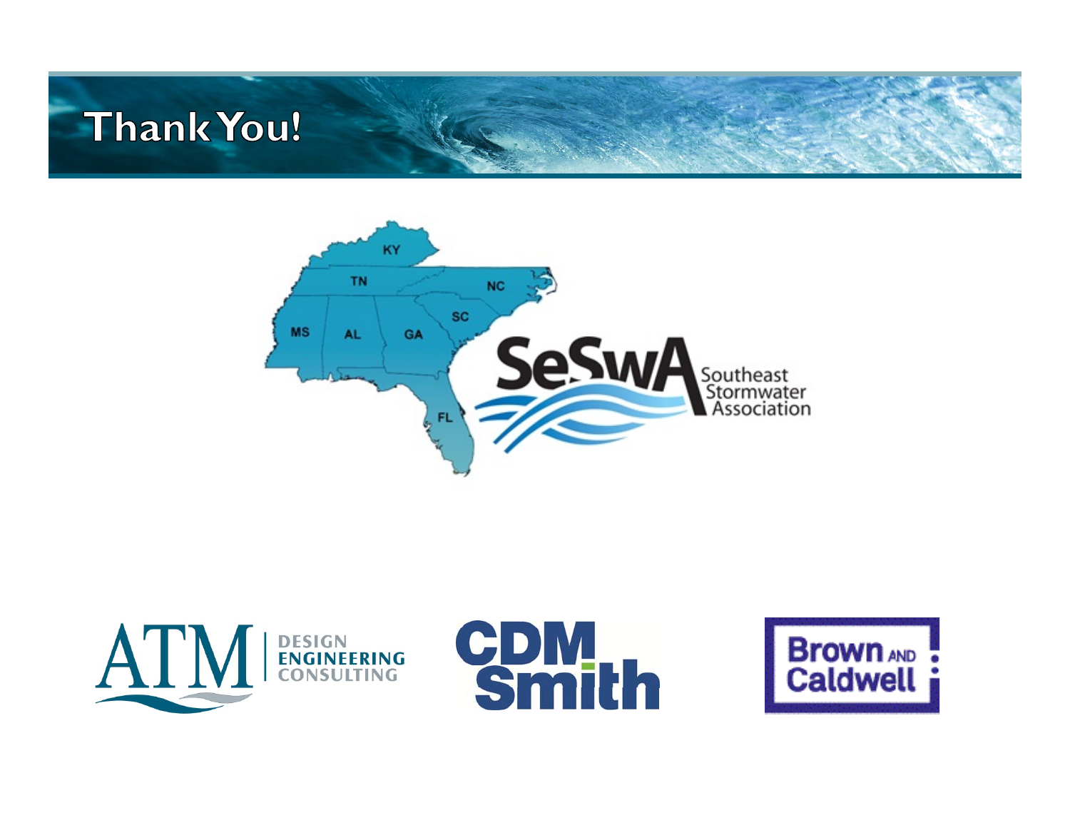# Thank You!

KY
TN
NC
SC
MS
AL
GA
FL

SeSwA Southeast Stormwater Association

ATM DESIGN ENGINEERING CONSULTING

CDM Smith

Brown AND Caldwell